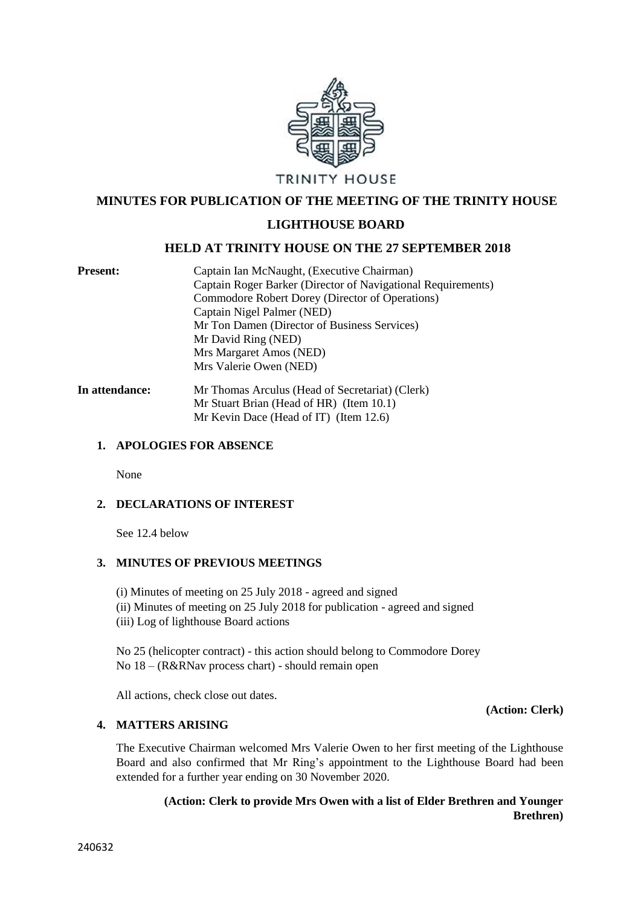TRINITY HOUSE

# MINUTES FOR PUBLICATION OF THE MEETING OF THE TRINITY HOUSE LIGHTHOUSE BOARD

## HELD AT TRINITY HOUSE ON THE 27 SEPTEMBER 2018

**Present:**

Captain Ian McNaught, (Executive Chairman)
Captain Roger Barker (Director of Navigational Requirements)
Commodore Robert Dorey (Director of Operations)
Captain Nigel Palmer (NED)
Mr Ton Damen (Director of Business Services)
Mr David Ring (NED)
Mrs Margaret Amos (NED)
Mrs Valerie Owen (NED)

**In attendance:**

Mr Thomas Arculus (Head of Secretariat) (Clerk)
Mr Stuart Brian (Head of HR) (Item 10.1)
Mr Kevin Dace (Head of IT) (Item 12.6)

### 1. APOLOGIES FOR ABSENCE

None

### 2. DECLARATIONS OF INTEREST

See 12.4 below

### 3. MINUTES OF PREVIOUS MEETINGS

(i) Minutes of meeting on 25 July 2018 - agreed and signed
(ii) Minutes of meeting on 25 July 2018 for publication - agreed and signed
(iii) Log of lighthouse Board actions

No 25 (helicopter contract) - this action should belong to Commodore Dorey
No 18 – (R&RNav process chart) - should remain open

All actions, check close out dates.

**(Action: Clerk)**

### 4. MATTERS ARISING

The Executive Chairman welcomed Mrs Valerie Owen to her first meeting of the Lighthouse Board and also confirmed that Mr Ring's appointment to the Lighthouse Board had been extended for a further year ending on 30 November 2020.

**(Action: Clerk to provide Mrs Owen with a list of Elder Brethren and Younger Brethren)**

240632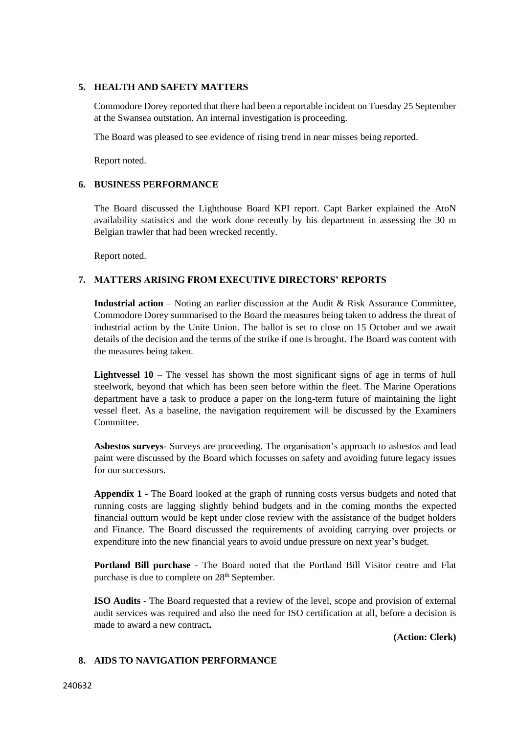## 5. HEALTH AND SAFETY MATTERS

Commodore Dorey reported that there had been a reportable incident on Tuesday 25 September at the Swansea outstation. An internal investigation is proceeding.

The Board was pleased to see evidence of rising trend in near misses being reported.

Report noted.

## 6. BUSINESS PERFORMANCE

The Board discussed the Lighthouse Board KPI report. Capt Barker explained the AtoN availability statistics and the work done recently by his department in assessing the 30 m Belgian trawler that had been wrecked recently.

Report noted.

## 7. MATTERS ARISING FROM EXECUTIVE DIRECTORS' REPORTS

**Industrial action** – Noting an earlier discussion at the Audit & Risk Assurance Committee, Commodore Dorey summarised to the Board the measures being taken to address the threat of industrial action by the Unite Union. The ballot is set to close on 15 October and we await details of the decision and the terms of the strike if one is brought. The Board was content with the measures being taken.

**Lightvessel 10** – The vessel has shown the most significant signs of age in terms of hull steelwork, beyond that which has been seen before within the fleet. The Marine Operations department have a task to produce a paper on the long-term future of maintaining the light vessel fleet. As a baseline, the navigation requirement will be discussed by the Examiners Committee.

**Asbestos surveys**- Surveys are proceeding. The organisation's approach to asbestos and lead paint were discussed by the Board which focusses on safety and avoiding future legacy issues for our successors.

**Appendix 1** - The Board looked at the graph of running costs versus budgets and noted that running costs are lagging slightly behind budgets and in the coming months the expected financial outturn would be kept under close review with the assistance of the budget holders and Finance. The Board discussed the requirements of avoiding carrying over projects or expenditure into the new financial years to avoid undue pressure on next year's budget.

**Portland Bill purchase** - The Board noted that the Portland Bill Visitor centre and Flat purchase is due to complete on 28th September.

**ISO Audits** - The Board requested that a review of the level, scope and provision of external audit services was required and also the need for ISO certification at all, before a decision is made to award a new contract**.**

**(Action: Clerk)**

## 8. AIDS TO NAVIGATION PERFORMANCE

240632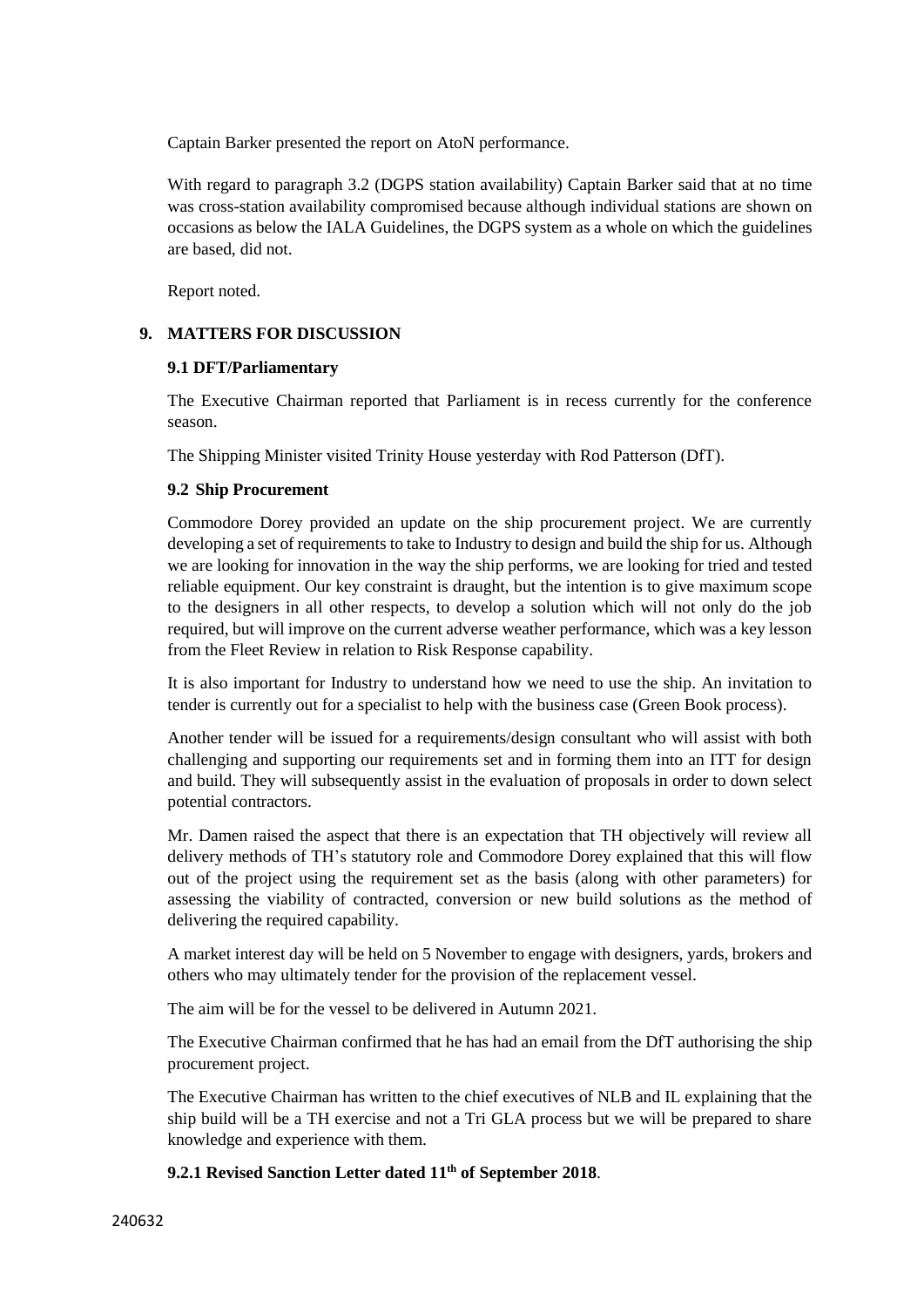Captain Barker presented the report on AtoN performance.

With regard to paragraph 3.2 (DGPS station availability) Captain Barker said that at no time was cross-station availability compromised because although individual stations are shown on occasions as below the IALA Guidelines, the DGPS system as a whole on which the guidelines are based, did not.

Report noted.

## 9. MATTERS FOR DISCUSSION

### 9.1 DFT/Parliamentary

The Executive Chairman reported that Parliament is in recess currently for the conference season.

The Shipping Minister visited Trinity House yesterday with Rod Patterson (DfT).

### 9.2 Ship Procurement

Commodore Dorey provided an update on the ship procurement project. We are currently developing a set of requirements to take to Industry to design and build the ship for us. Although we are looking for innovation in the way the ship performs, we are looking for tried and tested reliable equipment. Our key constraint is draught, but the intention is to give maximum scope to the designers in all other respects, to develop a solution which will not only do the job required, but will improve on the current adverse weather performance, which was a key lesson from the Fleet Review in relation to Risk Response capability.

It is also important for Industry to understand how we need to use the ship. An invitation to tender is currently out for a specialist to help with the business case (Green Book process).

Another tender will be issued for a requirements/design consultant who will assist with both challenging and supporting our requirements set and in forming them into an ITT for design and build. They will subsequently assist in the evaluation of proposals in order to down select potential contractors.

Mr. Damen raised the aspect that there is an expectation that TH objectively will review all delivery methods of TH's statutory role and Commodore Dorey explained that this will flow out of the project using the requirement set as the basis (along with other parameters) for assessing the viability of contracted, conversion or new build solutions as the method of delivering the required capability.

A market interest day will be held on 5 November to engage with designers, yards, brokers and others who may ultimately tender for the provision of the replacement vessel.

The aim will be for the vessel to be delivered in Autumn 2021.

The Executive Chairman confirmed that he has had an email from the DfT authorising the ship procurement project.

The Executive Chairman has written to the chief executives of NLB and IL explaining that the ship build will be a TH exercise and not a Tri GLA process but we will be prepared to share knowledge and experience with them.

#### 9.2.1 Revised Sanction Letter dated 11th of September 2018.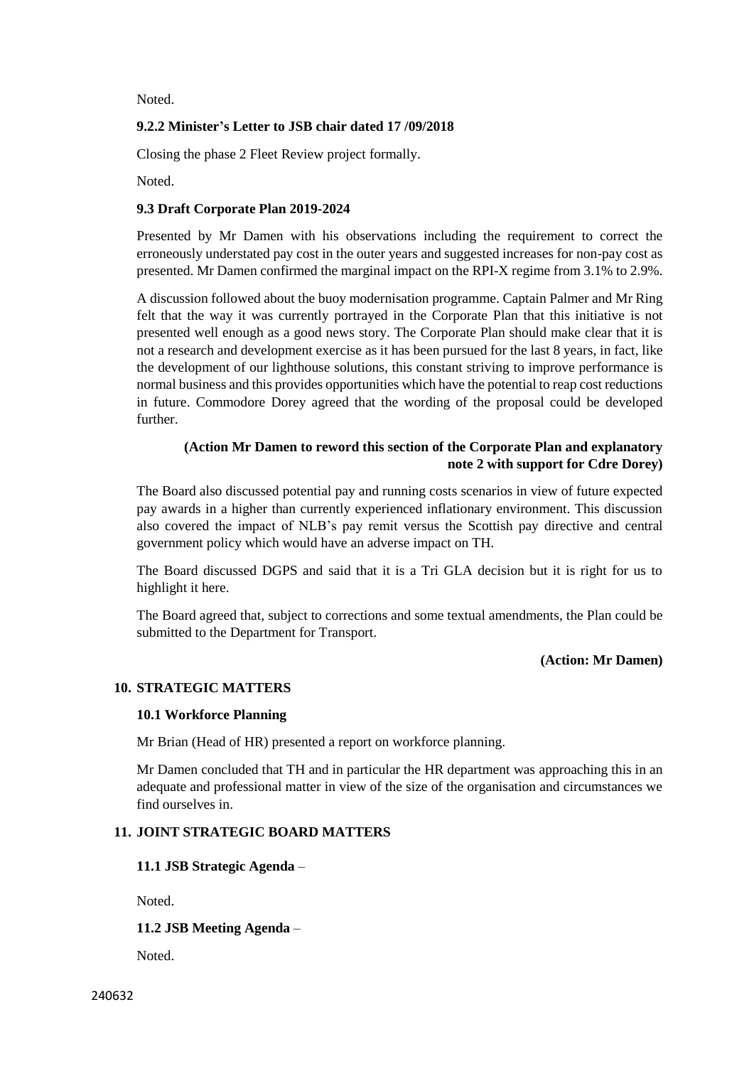Noted.

**9.2.2 Minister's Letter to JSB chair dated 17 /09/2018**

Closing the phase 2 Fleet Review project formally.

Noted.

**9.3 Draft Corporate Plan 2019-2024**

Presented by Mr Damen with his observations including the requirement to correct the erroneously understated pay cost in the outer years and suggested increases for non-pay cost as presented. Mr Damen confirmed the marginal impact on the RPI-X regime from 3.1% to 2.9%.

A discussion followed about the buoy modernisation programme. Captain Palmer and Mr Ring felt that the way it was currently portrayed in the Corporate Plan that this initiative is not presented well enough as a good news story. The Corporate Plan should make clear that it is not a research and development exercise as it has been pursued for the last 8 years, in fact, like the development of our lighthouse solutions, this constant striving to improve performance is normal business and this provides opportunities which have the potential to reap cost reductions in future. Commodore Dorey agreed that the wording of the proposal could be developed further.

**(Action Mr Damen to reword this section of the Corporate Plan and explanatory note 2 with support for Cdre Dorey)**

The Board also discussed potential pay and running costs scenarios in view of future expected pay awards in a higher than currently experienced inflationary environment. This discussion also covered the impact of NLB's pay remit versus the Scottish pay directive and central government policy which would have an adverse impact on TH.

The Board discussed DGPS and said that it is a Tri GLA decision but it is right for us to highlight it here.

The Board agreed that, subject to corrections and some textual amendments, the Plan could be submitted to the Department for Transport.

**(Action: Mr Damen)**

## 10. STRATEGIC MATTERS

**10.1 Workforce Planning**

Mr Brian (Head of HR) presented a report on workforce planning.

Mr Damen concluded that TH and in particular the HR department was approaching this in an adequate and professional matter in view of the size of the organisation and circumstances we find ourselves in.

## 11. JOINT STRATEGIC BOARD MATTERS

**11.1 JSB Strategic Agenda** –

Noted.

**11.2 JSB Meeting Agenda** –

Noted.

240632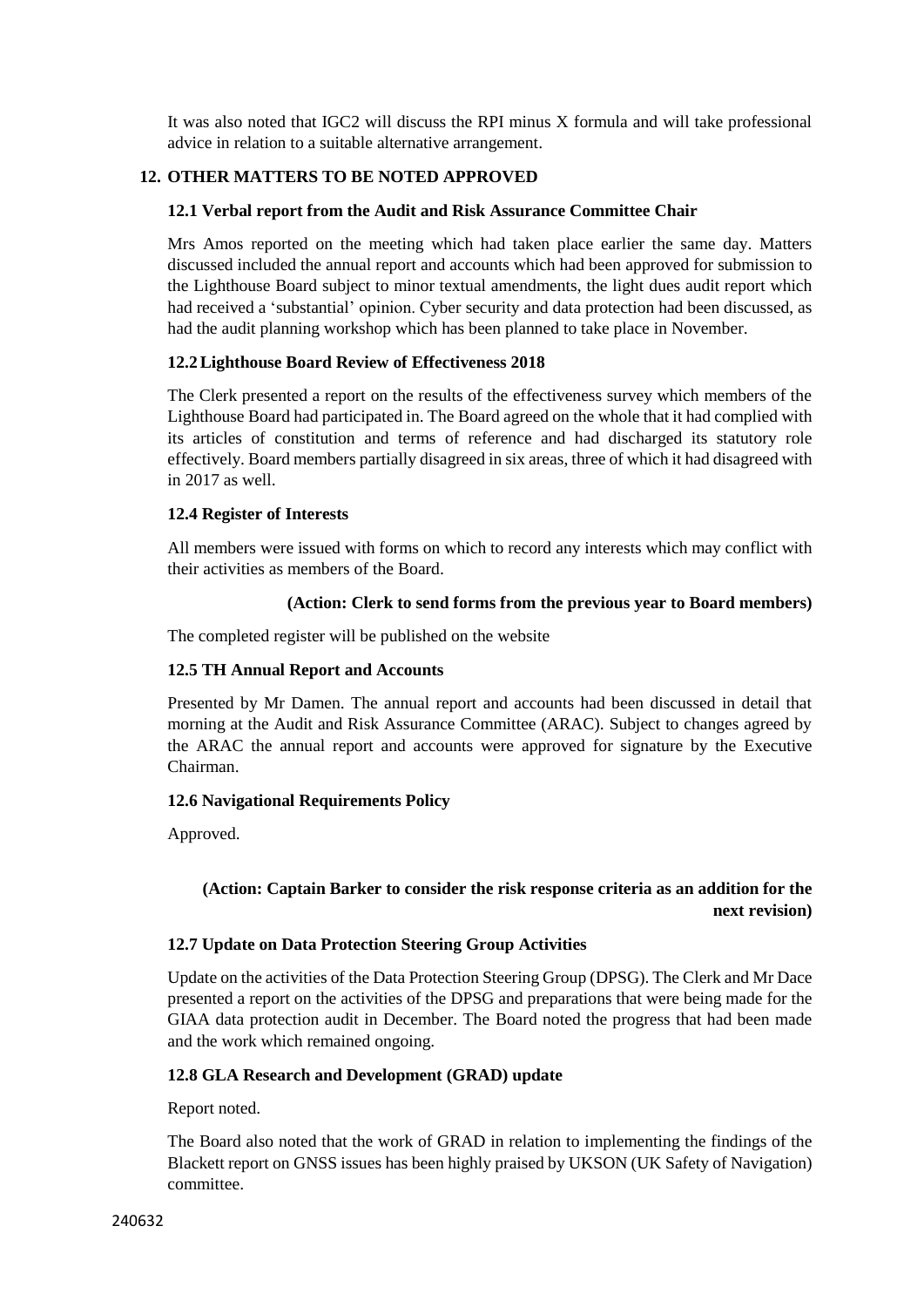It was also noted that IGC2 will discuss the RPI minus X formula and will take professional advice in relation to a suitable alternative arrangement.

## 12. OTHER MATTERS TO BE NOTED APPROVED

### 12.1 Verbal report from the Audit and Risk Assurance Committee Chair

Mrs Amos reported on the meeting which had taken place earlier the same day. Matters discussed included the annual report and accounts which had been approved for submission to the Lighthouse Board subject to minor textual amendments, the light dues audit report which had received a 'substantial' opinion. Cyber security and data protection had been discussed, as had the audit planning workshop which has been planned to take place in November.

### 12.2 Lighthouse Board Review of Effectiveness 2018

The Clerk presented a report on the results of the effectiveness survey which members of the Lighthouse Board had participated in. The Board agreed on the whole that it had complied with its articles of constitution and terms of reference and had discharged its statutory role effectively. Board members partially disagreed in six areas, three of which it had disagreed with in 2017 as well.

### 12.4 Register of Interests

All members were issued with forms on which to record any interests which may conflict with their activities as members of the Board.

**(Action: Clerk to send forms from the previous year to Board members)**

The completed register will be published on the website

### 12.5 TH Annual Report and Accounts

Presented by Mr Damen. The annual report and accounts had been discussed in detail that morning at the Audit and Risk Assurance Committee (ARAC). Subject to changes agreed by the ARAC the annual report and accounts were approved for signature by the Executive Chairman.

### 12.6 Navigational Requirements Policy

Approved.

**(Action: Captain Barker to consider the risk response criteria as an addition for the next revision)**

### 12.7 Update on Data Protection Steering Group Activities

Update on the activities of the Data Protection Steering Group (DPSG). The Clerk and Mr Dace presented a report on the activities of the DPSG and preparations that were being made for the GIAA data protection audit in December. The Board noted the progress that had been made and the work which remained ongoing.

### 12.8 GLA Research and Development (GRAD) update

Report noted.

The Board also noted that the work of GRAD in relation to implementing the findings of the Blackett report on GNSS issues has been highly praised by UKSON (UK Safety of Navigation) committee.

240632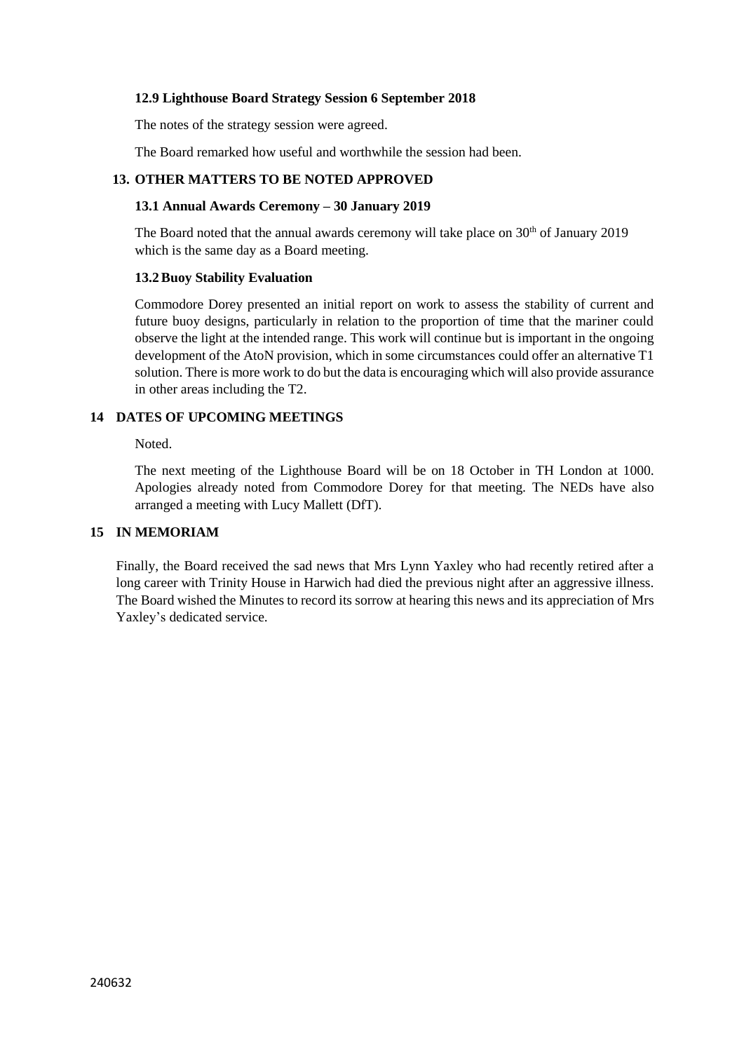### 12.9 Lighthouse Board Strategy Session 6 September 2018

The notes of the strategy session were agreed.

The Board remarked how useful and worthwhile the session had been.

## 13. OTHER MATTERS TO BE NOTED APPROVED

### 13.1 Annual Awards Ceremony – 30 January 2019

The Board noted that the annual awards ceremony will take place on 30th of January 2019 which is the same day as a Board meeting.

### 13.2 Buoy Stability Evaluation

Commodore Dorey presented an initial report on work to assess the stability of current and future buoy designs, particularly in relation to the proportion of time that the mariner could observe the light at the intended range. This work will continue but is important in the ongoing development of the AtoN provision, which in some circumstances could offer an alternative T1 solution. There is more work to do but the data is encouraging which will also provide assurance in other areas including the T2.

## 14 DATES OF UPCOMING MEETINGS

Noted.

The next meeting of the Lighthouse Board will be on 18 October in TH London at 1000. Apologies already noted from Commodore Dorey for that meeting. The NEDs have also arranged a meeting with Lucy Mallett (DfT).

## 15 IN MEMORIAM

Finally, the Board received the sad news that Mrs Lynn Yaxley who had recently retired after a long career with Trinity House in Harwich had died the previous night after an aggressive illness. The Board wished the Minutes to record its sorrow at hearing this news and its appreciation of Mrs Yaxley's dedicated service.

240632